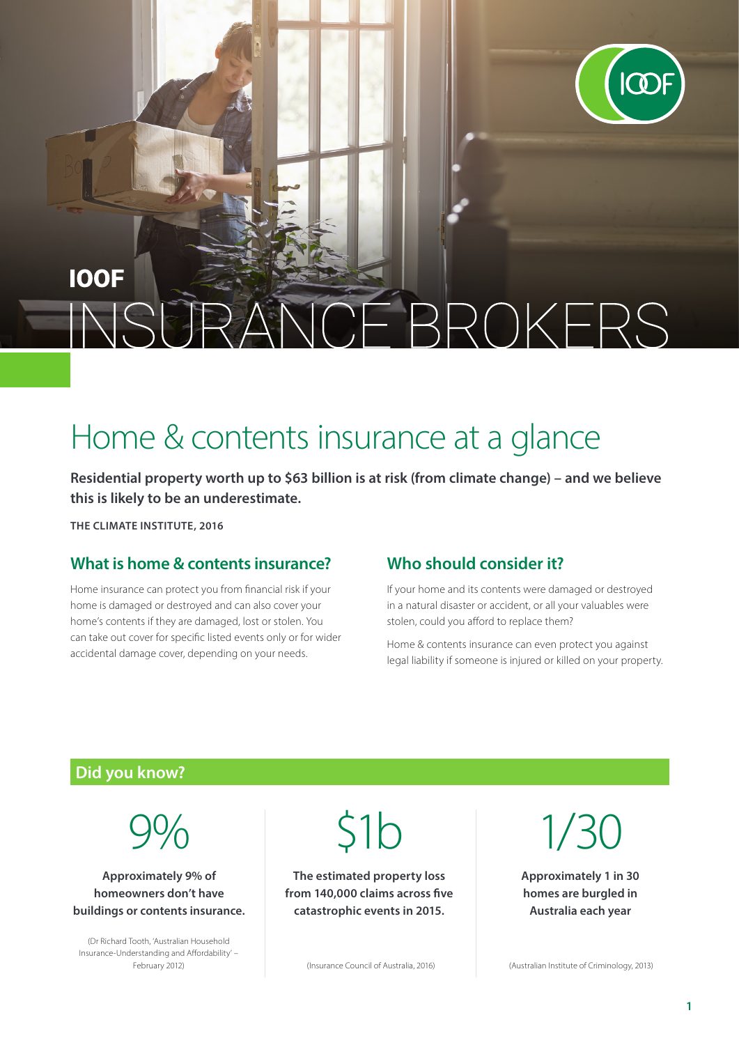**IOOF**

# INSURANCE BROKERS

## Home & contents insurance at a glance

**Residential property worth up to $63 billion is at risk (from climate change) – and we believe this is likely to be an underestimate.**

**THE CLIMATE INSTITUTE, 2016**

### What is home & contents insurance?

Home insurance can protect you from financial risk if your home is damaged or destroyed and can also cover your home's contents if they are damaged, lost or stolen. You can take out cover for specific listed events only or for wider accidental damage cover, depending on your needs.

### Who should consider it?

If your home and its contents were damaged or destroyed in a natural disaster or accident, or all your valuables were stolen, could you afford to replace them?

Home & contents insurance can even protect you against legal liability if someone is injured or killed on your property.

### Did you know?

9%

**Approximately 9% of homeowners don't have buildings or contents insurance.**

(Dr Richard Tooth, 'Australian Household Insurance-Understanding and Affordability' – February 2012)

$1b

**The estimated property loss from 140,000 claims across five catastrophic events in 2015.**

(Insurance Council of Australia, 2016)

1/30

**Approximately 1 in 30 homes are burgled in Australia each year**

(Australian Institute of Criminology, 2013)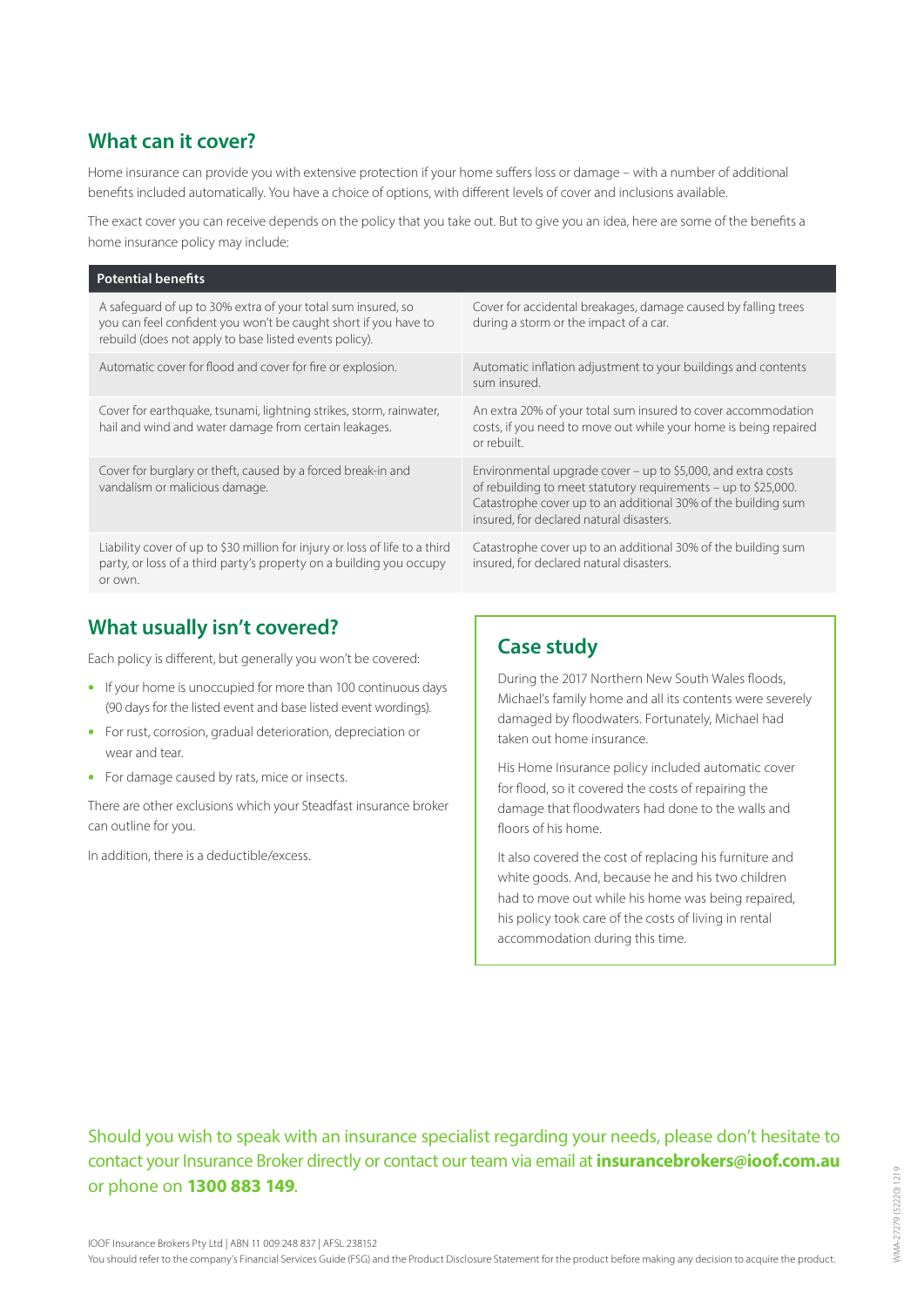## What can it cover?

Home insurance can provide you with extensive protection if your home suffers loss or damage – with a number of additional benefits included automatically. You have a choice of options, with different levels of cover and inclusions available.

The exact cover you can receive depends on the policy that you take out. But to give you an idea, here are some of the benefits a home insurance policy may include:

| Potential benefits | |
|---|---|
| A safeguard of up to 30% extra of your total sum insured, so you can feel confident you won't be caught short if you have to rebuild (does not apply to base listed events policy). | Cover for accidental breakages, damage caused by falling trees during a storm or the impact of a car. |
| Automatic cover for flood and cover for fire or explosion. | Automatic inflation adjustment to your buildings and contents sum insured. |
| Cover for earthquake, tsunami, lightning strikes, storm, rainwater, hail and wind and water damage from certain leakages. | An extra 20% of your total sum insured to cover accommodation costs, if you need to move out while your home is being repaired or rebuilt. |
| Cover for burglary or theft, caused by a forced break-in and vandalism or malicious damage. | Environmental upgrade cover – up to $5,000, and extra costs of rebuilding to meet statutory requirements – up to $25,000. Catastrophe cover up to an additional 30% of the building sum insured, for declared natural disasters. |
| Liability cover of up to $30 million for injury or loss of life to a third party, or loss of a third party's property on a building you occupy or own. | Catastrophe cover up to an additional 30% of the building sum insured, for declared natural disasters. |

## What usually isn't covered?

Each policy is different, but generally you won't be covered:

- If your home is unoccupied for more than 100 continuous days (90 days for the listed event and base listed event wordings).
- For rust, corrosion, gradual deterioration, depreciation or wear and tear.
- For damage caused by rats, mice or insects.

There are other exclusions which your Steadfast insurance broker can outline for you.

In addition, there is a deductible/excess.

## Case study

During the 2017 Northern New South Wales floods, Michael's family home and all its contents were severely damaged by floodwaters. Fortunately, Michael had taken out home insurance.

His Home Insurance policy included automatic cover for flood, so it covered the costs of repairing the damage that floodwaters had done to the walls and floors of his home.

It also covered the cost of replacing his furniture and white goods. And, because he and his two children had to move out while his home was being repaired, his policy took care of the costs of living in rental accommodation during this time.

Should you wish to speak with an insurance specialist regarding your needs, please don't hesitate to contact your Insurance Broker directly or contact our team via email at **insurancebrokers@ioof.com.au** or phone on **1300 883 149**.

IOOF Insurance Brokers Pty Ltd | ABN 11 009 248 837 | AFSL 238152

You should refer to the company's Financial Services Guide (FSG) and the Product Disclosure Statement for the product before making any decision to acquire the product.

WMA-27279 (52220) 1219